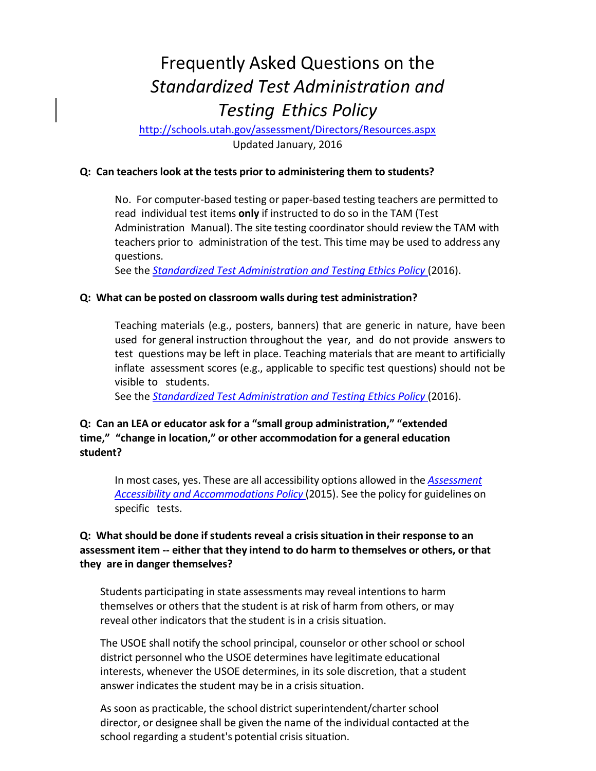# Frequently Asked Questions on the *Standardized Test Administration and Testing Ethics Policy*

http://schools.utah.gov/assessment/Directors/Resources.aspx

Updated January, 2016

**Q: Can teachers look at the tests prior to administering them to students?**

No. For computer-based testing or paper-based testing teachers are permitted to read individual test items **only** if instructed to do so in the TAM (Test Administration Manual). The site testing coordinator should review the TAM with teachers prior to administration of the test. This time may be used to address any questions.

See the *Standardized Test Administration and Testing Ethics Policy* (2016).

**Q: What can be posted on classroom walls during test administration?**

Teaching materials (e.g., posters, banners) that are generic in nature, have been used for general instruction throughout the year, and do not provide answers to test questions may be left in place. Teaching materials that are meant to artificially inflate assessment scores (e.g., applicable to specific test questions) should not be visible to students.

See the *Standardized Test Administration and Testing Ethics Policy* (2016).

**Q: Can an LEA or educator ask for a "small group administration," "extended time," "change in location," or other accommodation for a general education student?**

In most cases, yes. These are all accessibility options allowed in the *Assessment Accessibility and Accommodations Policy* (2015). See the policy for guidelines on specific tests.

**Q: What should be done if students reveal a crisis situation in their response to an assessment item -- either that they intend to do harm to themselves or others, or that they are in danger themselves?**

Students participating in state assessments may reveal intentions to harm themselves or others that the student is at risk of harm from others, or may reveal other indicators that the student is in a crisis situation.

The USOE shall notify the school principal, counselor or other school or school district personnel who the USOE determines have legitimate educational interests, whenever the USOE determines, in its sole discretion, that a student answer indicates the student may be in a crisis situation.

As soon as practicable, the school district superintendent/charter school director, or designee shall be given the name of the individual contacted at the school regarding a student's potential crisis situation.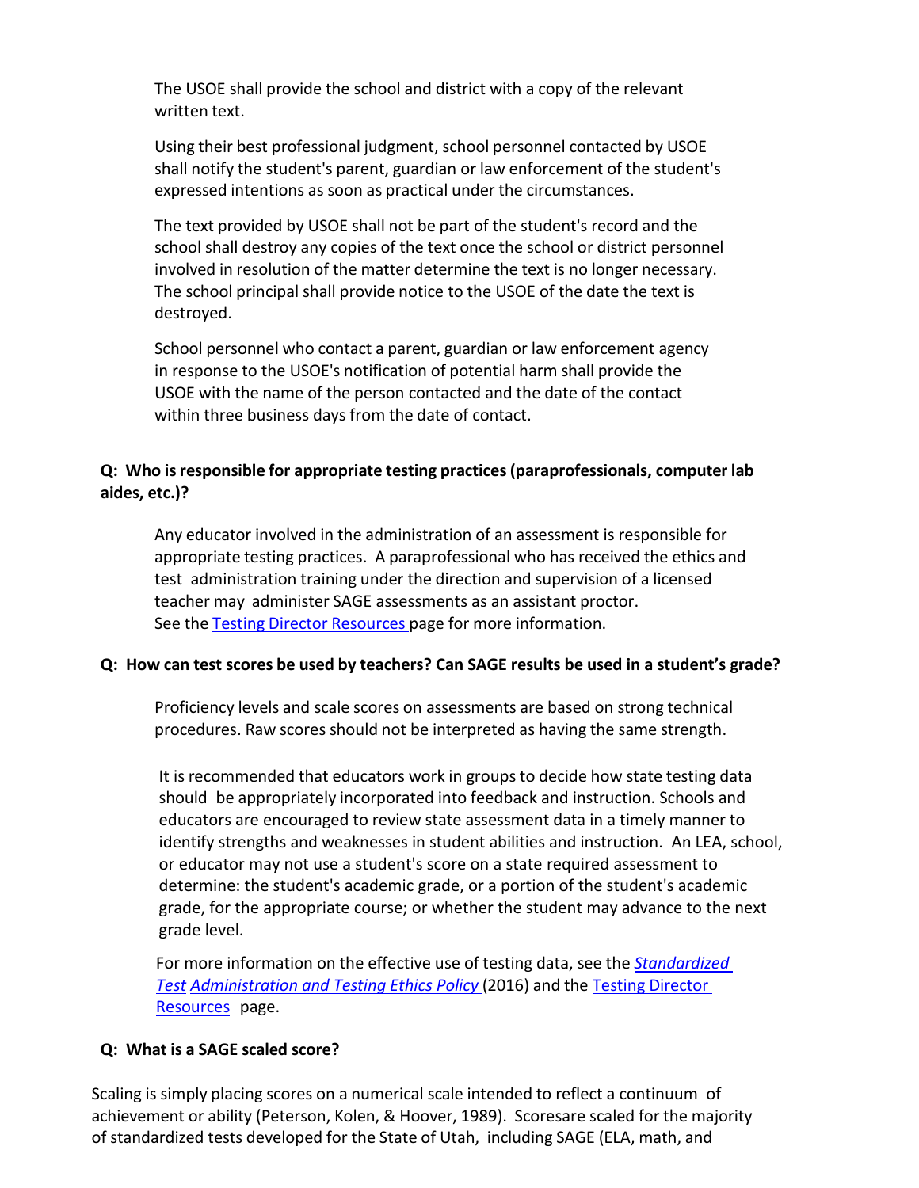The USOE shall provide the school and district with a copy of the relevant written text.

Using their best professional judgment, school personnel contacted by USOE shall notify the student's parent, guardian or law enforcement of the student's expressed intentions as soon as practical under the circumstances.

The text provided by USOE shall not be part of the student's record and the school shall destroy any copies of the text once the school or district personnel involved in resolution of the matter determine the text is no longer necessary. The school principal shall provide notice to the USOE of the date the text is destroyed.

School personnel who contact a parent, guardian or law enforcement agency in response to the USOE's notification of potential harm shall provide the USOE with the name of the person contacted and the date of the contact within three business days from the date of contact.

**Q: Who is responsible for appropriate testing practices (paraprofessionals, computer lab aides, etc.)?**

Any educator involved in the administration of an assessment is responsible for appropriate testing practices. A paraprofessional who has received the ethics and test administration training under the direction and supervision of a licensed teacher may administer SAGE assessments as an assistant proctor. See the Testing Director Resources page for more information.

**Q: How can test scores be used by teachers? Can SAGE results be used in a student's grade?**

Proficiency levels and scale scores on assessments are based on strong technical procedures. Raw scores should not be interpreted as having the same strength.

It is recommended that educators work in groups to decide how state testing data should be appropriately incorporated into feedback and instruction. Schools and educators are encouraged to review state assessment data in a timely manner to identify strengths and weaknesses in student abilities and instruction. An LEA, school, or educator may not use a student's score on a state required assessment to determine: the student's academic grade, or a portion of the student's academic grade, for the appropriate course; or whether the student may advance to the next grade level.

For more information on the effective use of testing data, see the *Standardized Test Administration and Testing Ethics Policy* (2016) and the Testing Director Resources page.

**Q: What is a SAGE scaled score?**

Scaling is simply placing scores on a numerical scale intended to reflect a continuum of achievement or ability (Peterson, Kolen, & Hoover, 1989). Scoresare scaled for the majority of standardized tests developed for the State of Utah, including SAGE (ELA, math, and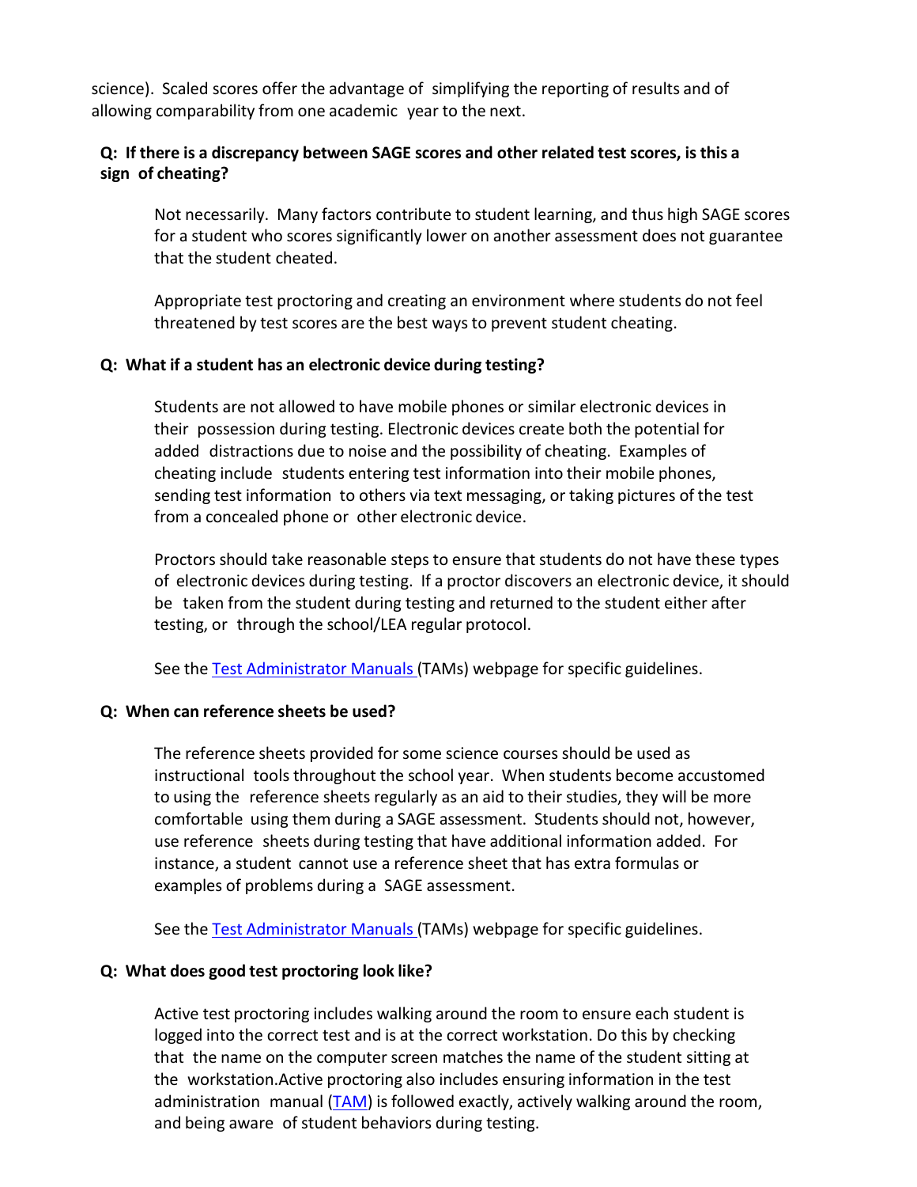science). Scaled scores offer the advantage of simplifying the reporting of results and of allowing comparability from one academic year to the next.

**Q: If there is a discrepancy between SAGE scores and other related test scores, is this a sign of cheating?**

Not necessarily. Many factors contribute to student learning, and thus high SAGE scores for a student who scores significantly lower on another assessment does not guarantee that the student cheated.

Appropriate test proctoring and creating an environment where students do not feel threatened by test scores are the best ways to prevent student cheating.

**Q: What if a student has an electronic device during testing?**

Students are not allowed to have mobile phones or similar electronic devices in their possession during testing. Electronic devices create both the potential for added distractions due to noise and the possibility of cheating. Examples of cheating include students entering test information into their mobile phones, sending test information to others via text messaging, or taking pictures of the test from a concealed phone or other electronic device.

Proctors should take reasonable steps to ensure that students do not have these types of electronic devices during testing. If a proctor discovers an electronic device, it should be taken from the student during testing and returned to the student either after testing, or through the school/LEA regular protocol.

See the Test Administrator Manuals (TAMs) webpage for specific guidelines.

**Q: When can reference sheets be used?**

The reference sheets provided for some science courses should be used as instructional tools throughout the school year. When students become accustomed to using the reference sheets regularly as an aid to their studies, they will be more comfortable using them during a SAGE assessment. Students should not, however, use reference sheets during testing that have additional information added. For instance, a student cannot use a reference sheet that has extra formulas or examples of problems during a SAGE assessment.

See the Test Administrator Manuals (TAMs) webpage for specific guidelines.

**Q: What does good test proctoring look like?**

Active test proctoring includes walking around the room to ensure each student is logged into the correct test and is at the correct workstation. Do this by checking that the name on the computer screen matches the name of the student sitting at the workstation.Active proctoring also includes ensuring information in the test administration manual (TAM) is followed exactly, actively walking around the room, and being aware of student behaviors during testing.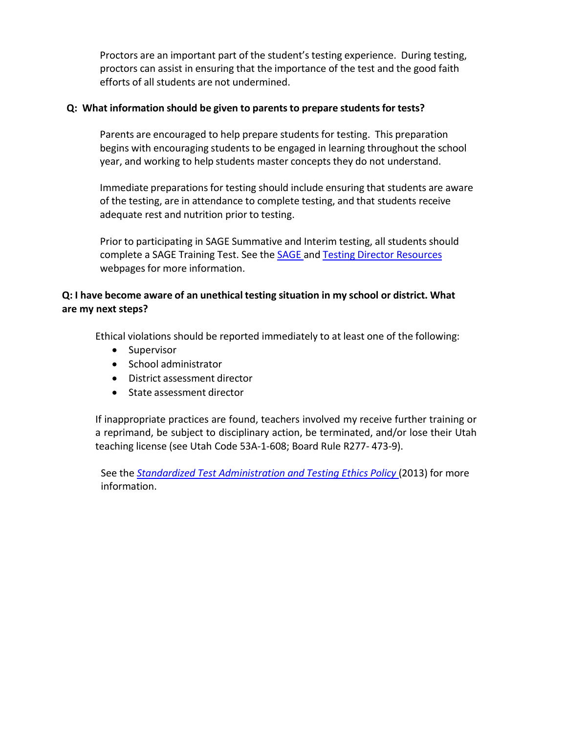Proctors are an important part of the student's testing experience. During testing, proctors can assist in ensuring that the importance of the test and the good faith efforts of all students are not undermined.

**Q: What information should be given to parents to prepare students for tests?**

Parents are encouraged to help prepare students for testing. This preparation begins with encouraging students to be engaged in learning throughout the school year, and working to help students master concepts they do not understand.

Immediate preparations for testing should include ensuring that students are aware of the testing, are in attendance to complete testing, and that students receive adequate rest and nutrition prior to testing.

Prior to participating in SAGE Summative and Interim testing, all students should complete a SAGE Training Test. See the SAGE and Testing Director Resources webpages for more information.

**Q: I have become aware of an unethical testing situation in my school or district. What are my next steps?**

Ethical violations should be reported immediately to at least one of the following:

- Supervisor
- School administrator
- District assessment director
- State assessment director

If inappropriate practices are found, teachers involved my receive further training or a reprimand, be subject to disciplinary action, be terminated, and/or lose their Utah teaching license (see Utah Code 53A-1-608; Board Rule R277- 473-9).

See the *Standardized Test Administration and Testing Ethics Policy* (2013) for more information.